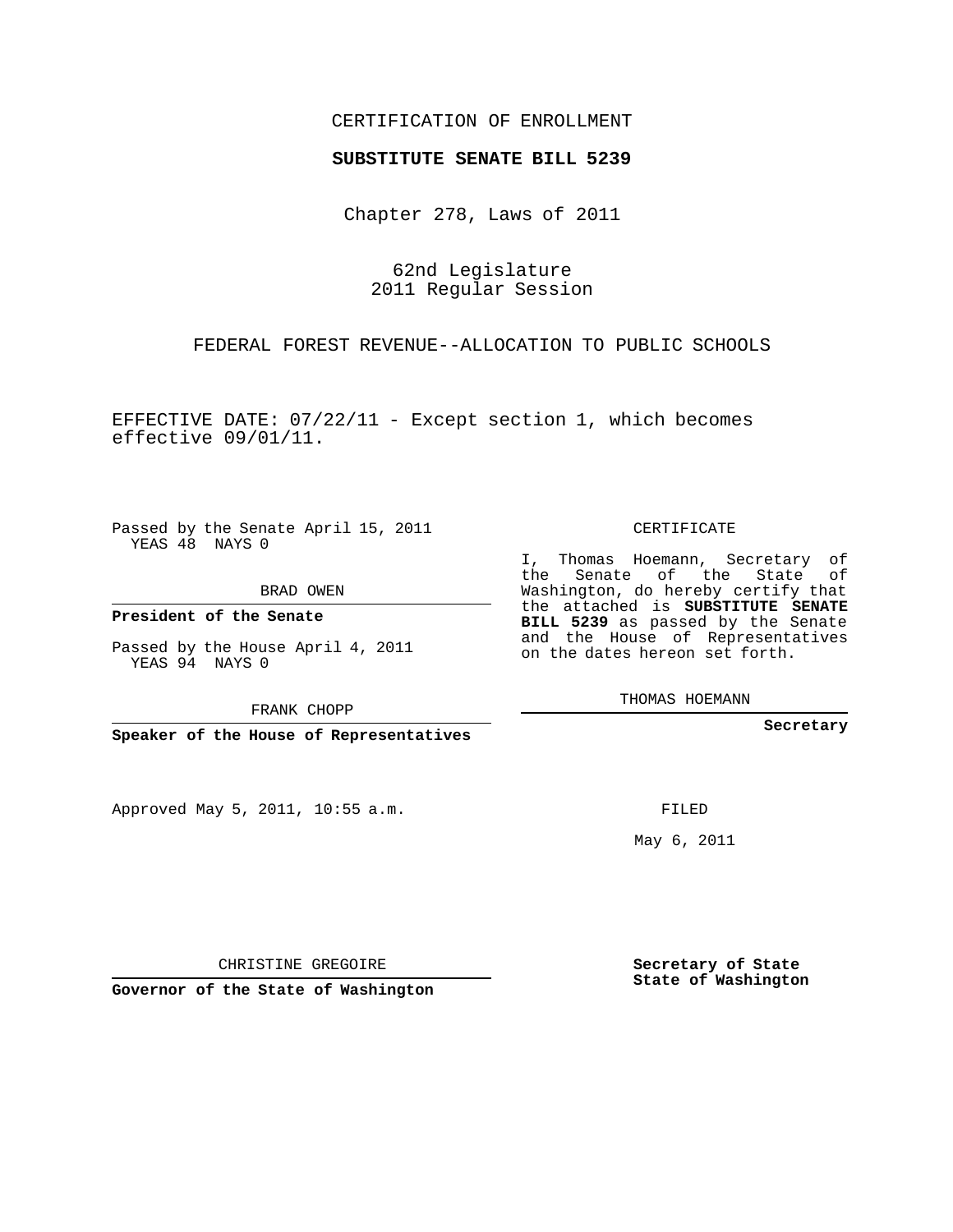CERTIFICATION OF ENROLLMENT

**SUBSTITUTE SENATE BILL 5239**

Chapter 278, Laws of 2011

62nd Legislature
2011 Regular Session

FEDERAL FOREST REVENUE--ALLOCATION TO PUBLIC SCHOOLS

EFFECTIVE DATE: 07/22/11 - Except section 1, which becomes effective 09/01/11.

Passed by the Senate April 15, 2011
YEAS 48 NAYS 0

BRAD OWEN

**President of the Senate**

Passed by the House April 4, 2011
YEAS 94 NAYS 0

FRANK CHOPP

**Speaker of the House of Representatives**

CERTIFICATE

I, Thomas Hoemann, Secretary of the Senate of the State of Washington, do hereby certify that the attached is **SUBSTITUTE SENATE BILL 5239** as passed by the Senate and the House of Representatives on the dates hereon set forth.

THOMAS HOEMANN

**Secretary**

Approved May 5, 2011, 10:55 a.m.

FILED

May 6, 2011

CHRISTINE GREGOIRE

**Governor of the State of Washington**

**Secretary of State**
**State of Washington**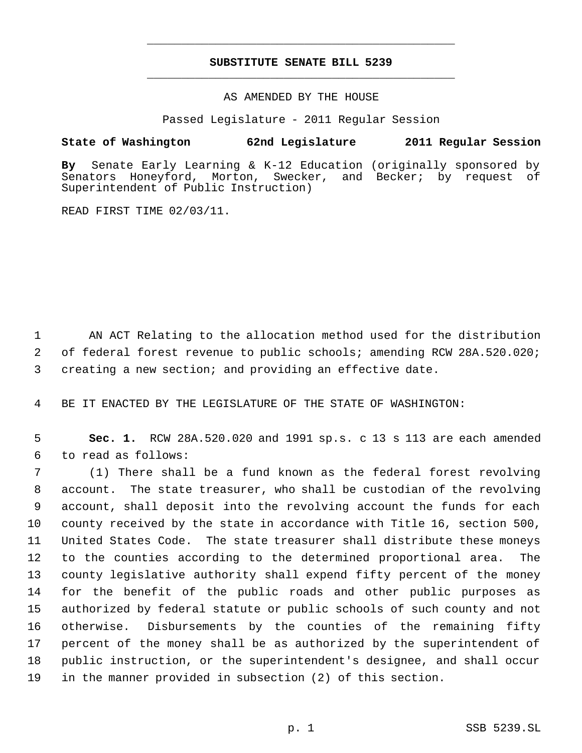# SUBSTITUTE SENATE BILL 5239

AS AMENDED BY THE HOUSE

Passed Legislature - 2011 Regular Session

**State of Washington 62nd Legislature 2011 Regular Session**

**By** Senate Early Learning & K-12 Education (originally sponsored by Senators Honeyford, Morton, Swecker, and Becker; by request of Superintendent of Public Instruction)

READ FIRST TIME 02/03/11.

1 AN ACT Relating to the allocation method used for the distribution
2 of federal forest revenue to public schools; amending RCW 28A.520.020;
3 creating a new section; and providing an effective date.

4 BE IT ENACTED BY THE LEGISLATURE OF THE STATE OF WASHINGTON:

5 **Sec. 1.** RCW 28A.520.020 and 1991 sp.s. c 13 s 113 are each amended
6 to read as follows:
7 (1) There shall be a fund known as the federal forest revolving
8 account. The state treasurer, who shall be custodian of the revolving
9 account, shall deposit into the revolving account the funds for each
10 county received by the state in accordance with Title 16, section 500,
11 United States Code. The state treasurer shall distribute these moneys
12 to the counties according to the determined proportional area. The
13 county legislative authority shall expend fifty percent of the money
14 for the benefit of the public roads and other public purposes as
15 authorized by federal statute or public schools of such county and not
16 otherwise. Disbursements by the counties of the remaining fifty
17 percent of the money shall be as authorized by the superintendent of
18 public instruction, or the superintendent's designee, and shall occur
19 in the manner provided in subsection (2) of this section.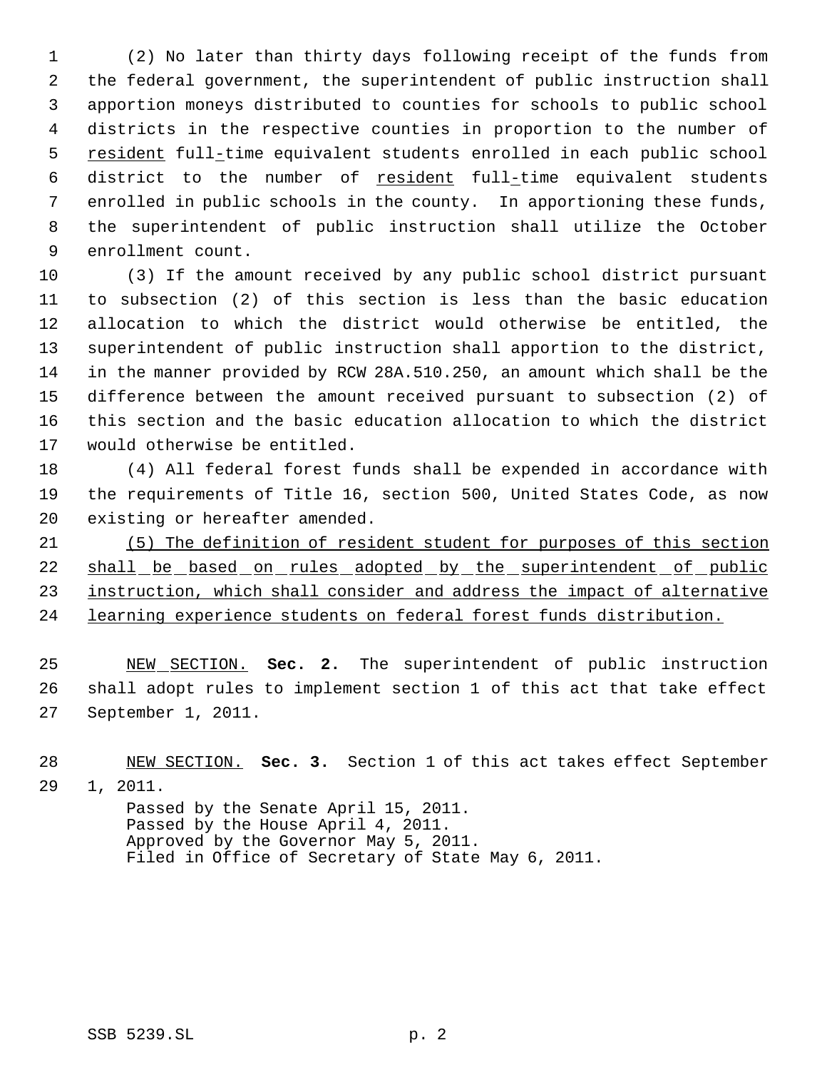(2) No later than thirty days following receipt of the funds from the federal government, the superintendent of public instruction shall apportion moneys distributed to counties for schools to public school districts in the respective counties in proportion to the number of <u>resident</u> full-time equivalent students enrolled in each public school district to the number of <u>resident</u> full-time equivalent students enrolled in public schools in the county. In apportioning these funds, the superintendent of public instruction shall utilize the October enrollment count.

(3) If the amount received by any public school district pursuant to subsection (2) of this section is less than the basic education allocation to which the district would otherwise be entitled, the superintendent of public instruction shall apportion to the district, in the manner provided by RCW 28A.510.250, an amount which shall be the difference between the amount received pursuant to subsection (2) of this section and the basic education allocation to which the district would otherwise be entitled.

(4) All federal forest funds shall be expended in accordance with the requirements of Title 16, section 500, United States Code, as now existing or hereafter amended.

<u>(5) The definition of resident student for purposes of this section shall be based on rules adopted by the superintendent of public instruction, which shall consider and address the impact of alternative learning experience students on federal forest funds distribution.</u>

<u>NEW SECTION.</u> **Sec. 2.** The superintendent of public instruction shall adopt rules to implement section 1 of this act that take effect September 1, 2011.

<u>NEW SECTION.</u> **Sec. 3.** Section 1 of this act takes effect September 1, 2011.

Passed by the Senate April 15, 2011.
Passed by the House April 4, 2011.
Approved by the Governor May 5, 2011.
Filed in Office of Secretary of State May 6, 2011.